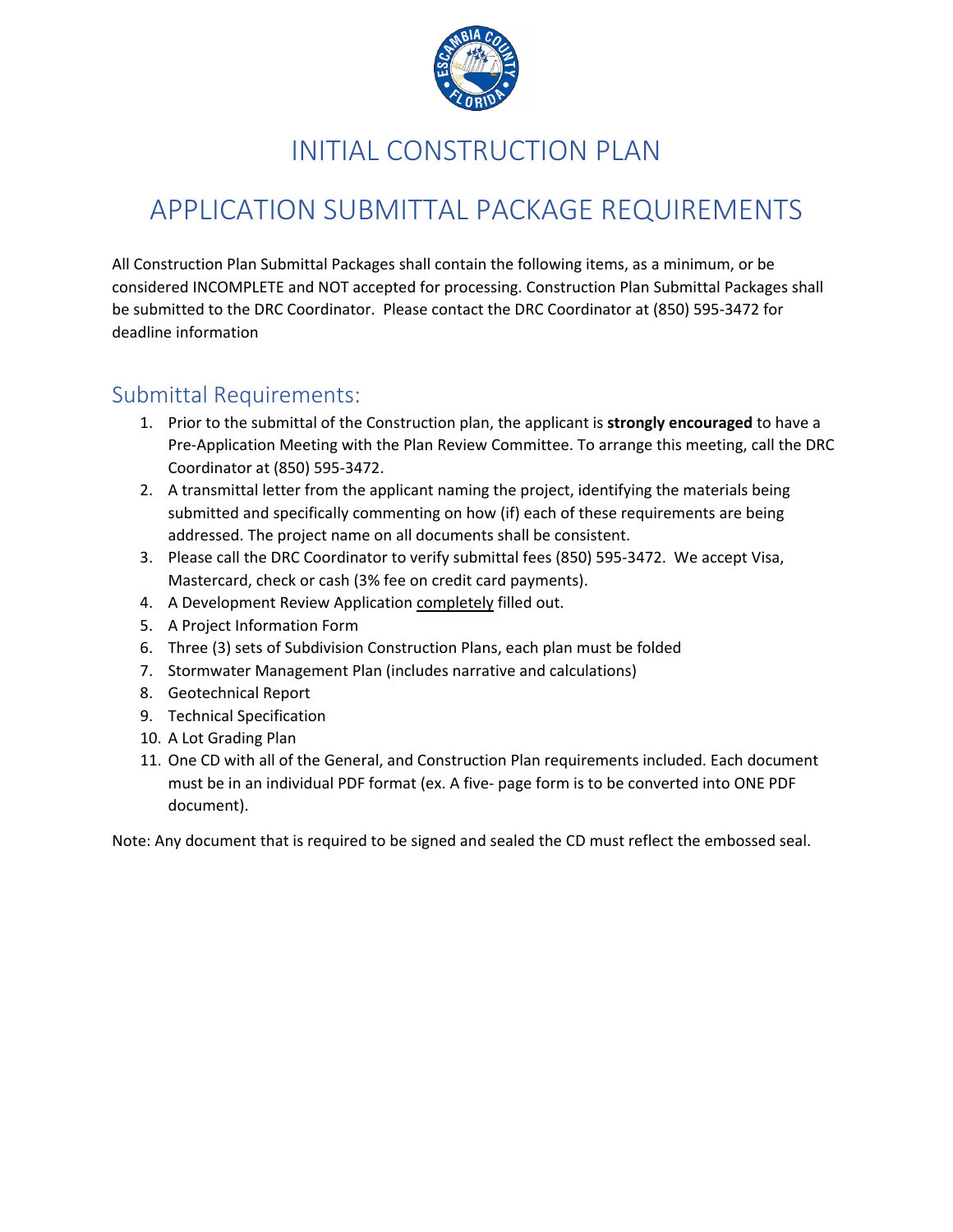# INITIAL CONSTRUCTION PLAN

# APPLICATION SUBMITTAL PACKAGE REQUIREMENTS

All Construction Plan Submittal Packages shall contain the following items, as a minimum, or be considered INCOMPLETE and NOT accepted for processing. Construction Plan Submittal Packages shall be submitted to the DRC Coordinator. Please contact the DRC Coordinator at (850) 595-3472 for deadline information

## Submittal Requirements:

1. Prior to the submittal of the Construction plan, the applicant is **strongly encouraged** to have a Pre-Application Meeting with the Plan Review Committee. To arrange this meeting, call the DRC Coordinator at (850) 595-3472.
2. A transmittal letter from the applicant naming the project, identifying the materials being submitted and specifically commenting on how (if) each of these requirements are being addressed. The project name on all documents shall be consistent.
3. Please call the DRC Coordinator to verify submittal fees (850) 595-3472. We accept Visa, Mastercard, check or cash (3% fee on credit card payments).
4. A Development Review Application completely filled out.
5. A Project Information Form
6. Three (3) sets of Subdivision Construction Plans, each plan must be folded
7. Stormwater Management Plan (includes narrative and calculations)
8. Geotechnical Report
9. Technical Specification
10. A Lot Grading Plan
11. One CD with all of the General, and Construction Plan requirements included. Each document must be in an individual PDF format (ex. A five- page form is to be converted into ONE PDF document).

Note: Any document that is required to be signed and sealed the CD must reflect the embossed seal.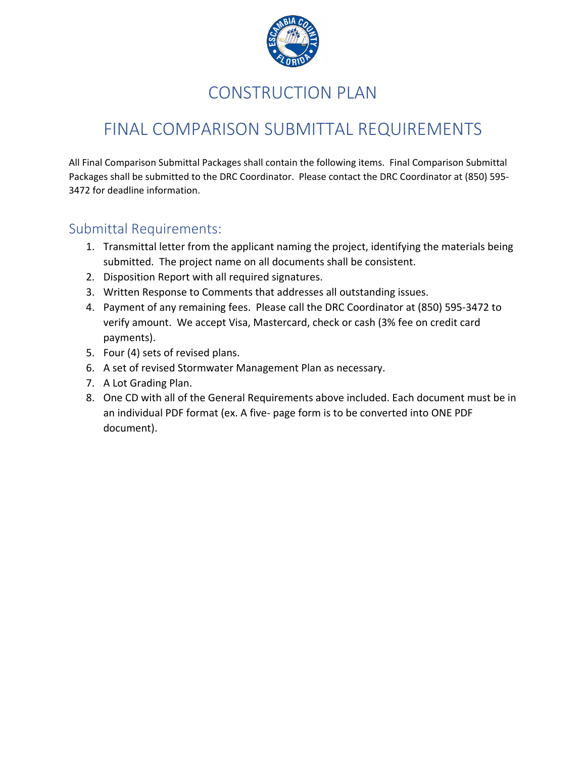# CONSTRUCTION PLAN

# FINAL COMPARISON SUBMITTAL REQUIREMENTS

All Final Comparison Submittal Packages shall contain the following items. Final Comparison Submittal Packages shall be submitted to the DRC Coordinator. Please contact the DRC Coordinator at (850) 595-3472 for deadline information.

## Submittal Requirements:

1. Transmittal letter from the applicant naming the project, identifying the materials being submitted. The project name on all documents shall be consistent.
2. Disposition Report with all required signatures.
3. Written Response to Comments that addresses all outstanding issues.
4. Payment of any remaining fees. Please call the DRC Coordinator at (850) 595-3472 to verify amount. We accept Visa, Mastercard, check or cash (3% fee on credit card payments).
5. Four (4) sets of revised plans.
6. A set of revised Stormwater Management Plan as necessary.
7. A Lot Grading Plan.
8. One CD with all of the General Requirements above included. Each document must be in an individual PDF format (ex. A five- page form is to be converted into ONE PDF document).